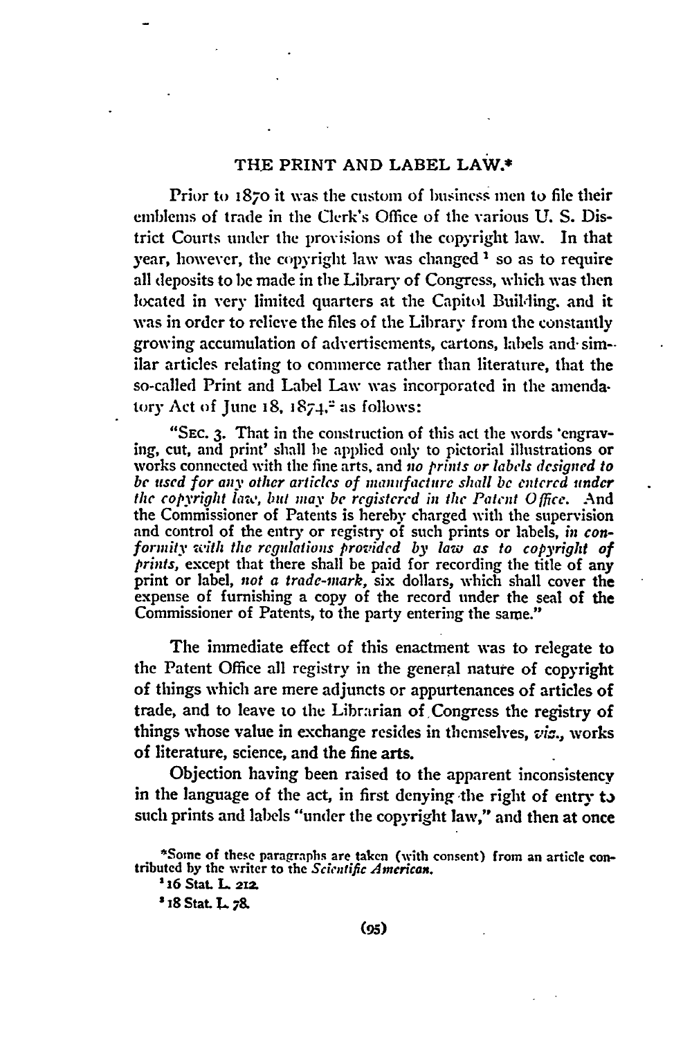# THE PRINT AND LABEL LAW.*

Prior to 1870 it was the custom of business men to file their emblems of trade in the Clerk's Office of the various U. S. District Courts under the provisions of the copyright law. In that year, however, the copyright law was changed [1] so as to require all deposits to be made in the Library of Congress, which was then located in very limited quarters at the Capitol Building, and it was in order to relieve the files of the Library from the constantly growing accumulation of advertisements, cartons, labels and similar articles relating to commerce rather than literature, that the so-called Print and Label Law was incorporated in the amendatory Act of June 18, 1874, [2] as follows:

> "SEC. 3. That in the construction of this act the words 'engraving, cut, and print' shall be applied only to pictorial illustrations or works connected with the fine arts, and *no prints or labels designed to be used for any other articles of manufacture shall be entered under the copyright law, but may be registered in the Patent Office*. And the Commissioner of Patents is hereby charged with the supervision and control of the entry or registry of such prints or labels, *in conformity with the regulations provided by law as to copyright of prints*, except that there shall be paid for recording the title of any print or label, *not a trade-mark*, six dollars, which shall cover the expense of furnishing a copy of the record under the seal of the Commissioner of Patents, to the party entering the same."

The immediate effect of this enactment was to relegate to the Patent Office all registry in the general nature of copyright of things which are mere adjuncts or appurtenances of articles of trade, and to leave to the Librarian of Congress the registry of things whose value in exchange resides in themselves, *viz.*, works of literature, science, and the fine arts.

Objection having been raised to the apparent inconsistency in the language of the act, in first denying the right of entry to such prints and labels "under the copyright law," and then at once

*Some of these paragraphs are taken (with consent) from an article contributed by the writer to the *Scientific American*.

[1] 16 Stat. L. 212.

[2] 18 Stat. L. 78.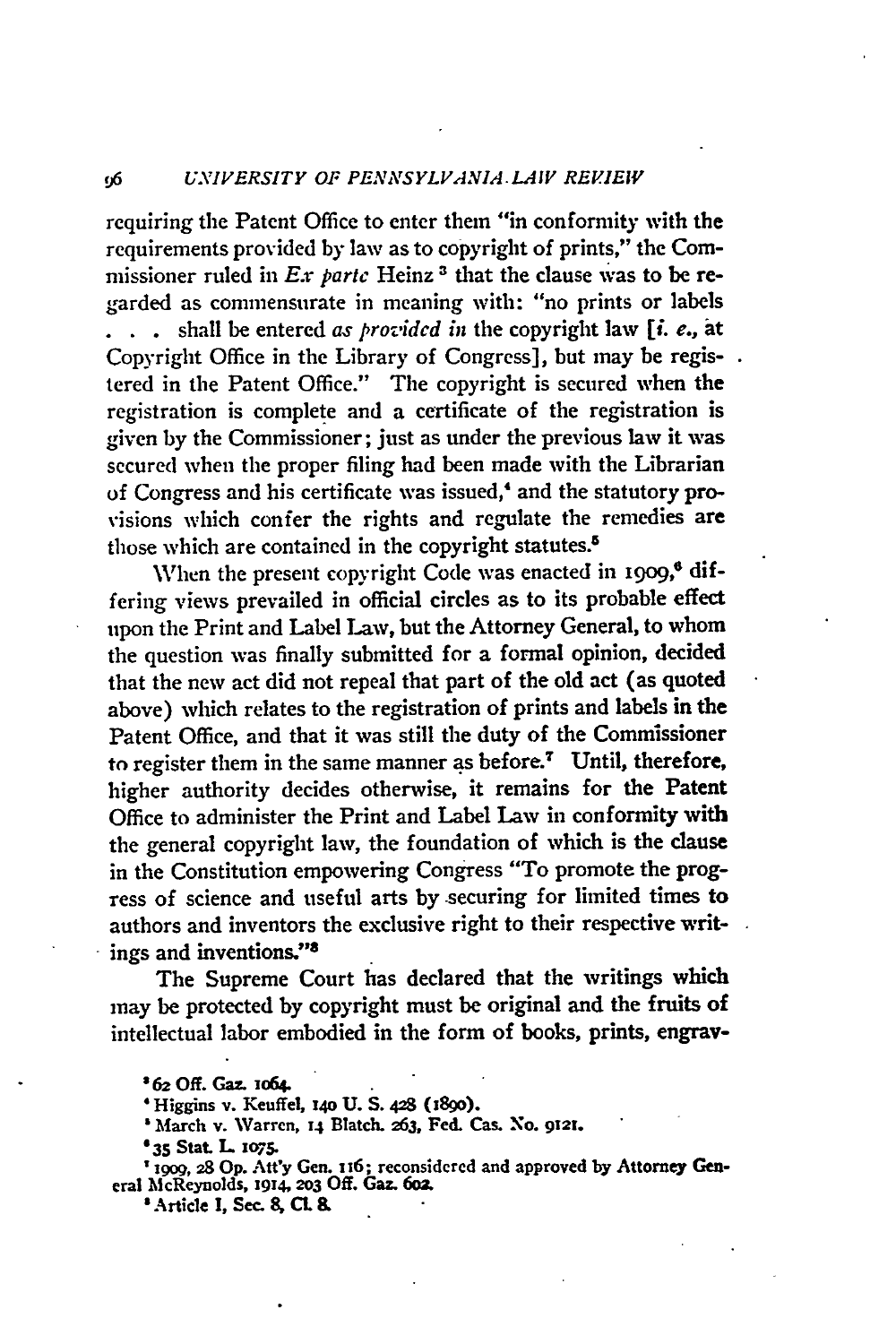requiring the Patent Office to enter them "in conformity with the requirements provided by law as to copyright of prints," the Commissioner ruled in *Ex parte* Heinz [3] that the clause was to be regarded as commensurate in meaning with: "no prints or labels . . . shall be entered *as provided in* the copyright law [*i. e.*, at Copyright Office in the Library of Congress], but may be registered in the Patent Office." The copyright is secured when the registration is complete and a certificate of the registration is given by the Commissioner; just as under the previous law it was secured when the proper filing had been made with the Librarian of Congress and his certificate was issued,[4] and the statutory provisions which confer the rights and regulate the remedies are those which are contained in the copyright statutes.[5]

When the present copyright Code was enacted in 1909,[6] differing views prevailed in official circles as to its probable effect upon the Print and Label Law, but the Attorney General, to whom the question was finally submitted for a formal opinion, decided that the new act did not repeal that part of the old act (as quoted above) which relates to the registration of prints and labels in the Patent Office, and that it was still the duty of the Commissioner to register them in the same manner as before.[7] Until, therefore, higher authority decides otherwise, it remains for the Patent Office to administer the Print and Label Law in conformity with the general copyright law, the foundation of which is the clause in the Constitution empowering Congress "To promote the progress of science and useful arts by securing for limited times to authors and inventors the exclusive right to their respective writings and inventions."[8]

The Supreme Court has declared that the writings which may be protected by copyright must be original and the fruits of intellectual labor embodied in the form of books, prints, engrav-

[3] 62 Off. Gaz. 1064.

[4] Higgins v. Keuffel, 140 U. S. 428 (1890).

[5] March v. Warren, 14 Blatch. 263, Fed. Cas. No. 9121.

[6] 35 Stat. L. 1075.

[7] 1909, 28 Op. Att'y Gen. 116; reconsidered and approved by Attorney General McReynolds, 1914, 203 Off. Gaz. 602.

[8] Article I, Sec. 8, Cl. 8.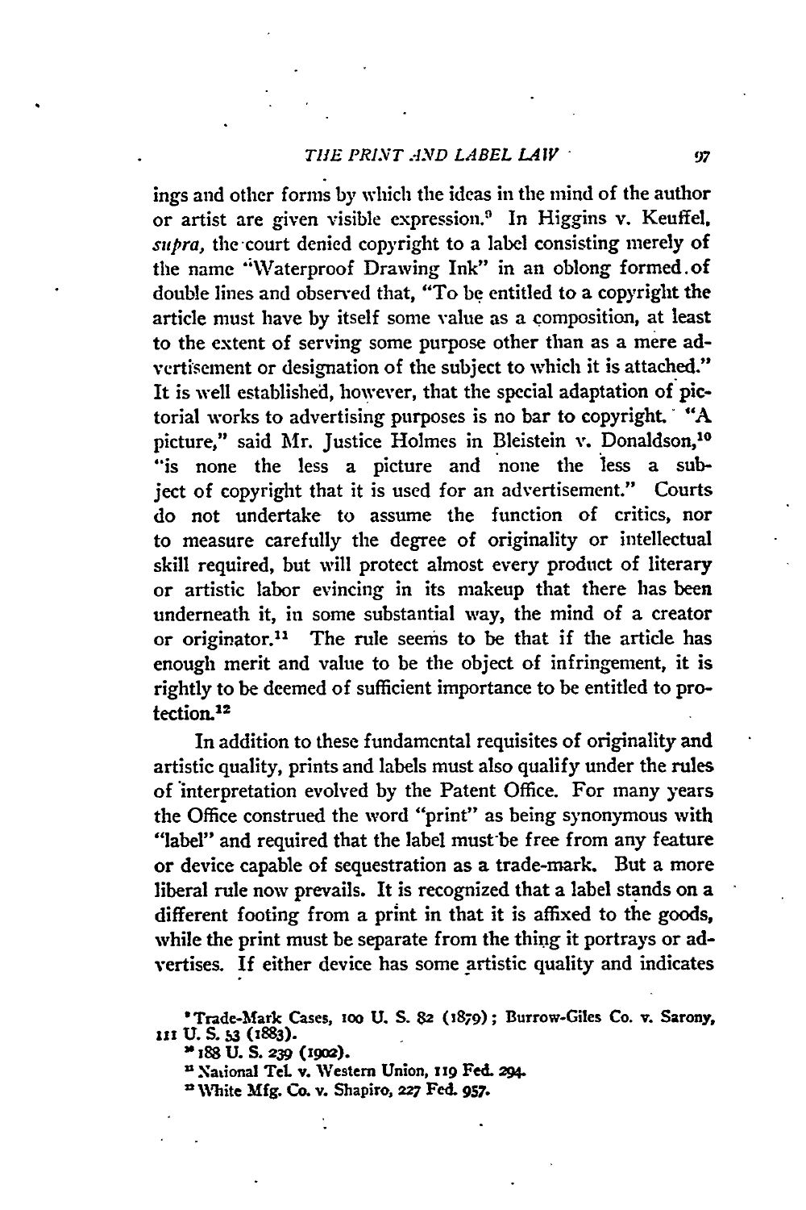ings and other forms by which the ideas in the mind of the author or artist are given visible expression.[9] In Higgins v. Keuffel, *supra,* the court denied copyright to a label consisting merely of the name "Waterproof Drawing Ink" in an oblong formed of double lines and observed that, "To be entitled to a copyright the article must have by itself some value as a composition, at least to the extent of serving some purpose other than as a mere advertisement or designation of the subject to which it is attached." It is well established, however, that the special adaptation of pictorial works to advertising purposes is no bar to copyright. "A picture," said Mr. Justice Holmes in Bleistein v. Donaldson,[10] "is none the less a picture and none the less a subject of copyright that it is used for an advertisement." Courts do not undertake to assume the function of critics, nor to measure carefully the degree of originality or intellectual skill required, but will protect almost every product of literary or artistic labor evincing in its makeup that there has been underneath it, in some substantial way, the mind of a creator or originator.[11] The rule seems to be that if the article has enough merit and value to be the object of infringement, it is rightly to be deemed of sufficient importance to be entitled to protection.[12]

In addition to these fundamental requisites of originality and artistic quality, prints and labels must also qualify under the rules of interpretation evolved by the Patent Office. For many years the Office construed the word "print" as being synonymous with "label" and required that the label must be free from any feature or device capable of sequestration as a trade-mark. But a more liberal rule now prevails. It is recognized that a label stands on a different footing from a print in that it is affixed to the goods, while the print must be separate from the thing it portrays or advertises. If either device has some artistic quality and indicates

[9] Trade-Mark Cases, 100 U. S. 82 (1879); Burrow-Giles Co. v. Sarony, 111 U. S. 53 (1883).

[10] 188 U. S. 239 (1902).

[11] National Tel. v. Western Union, 119 Fed. 294.

[12] White Mfg. Co. v. Shapiro, 227 Fed. 957.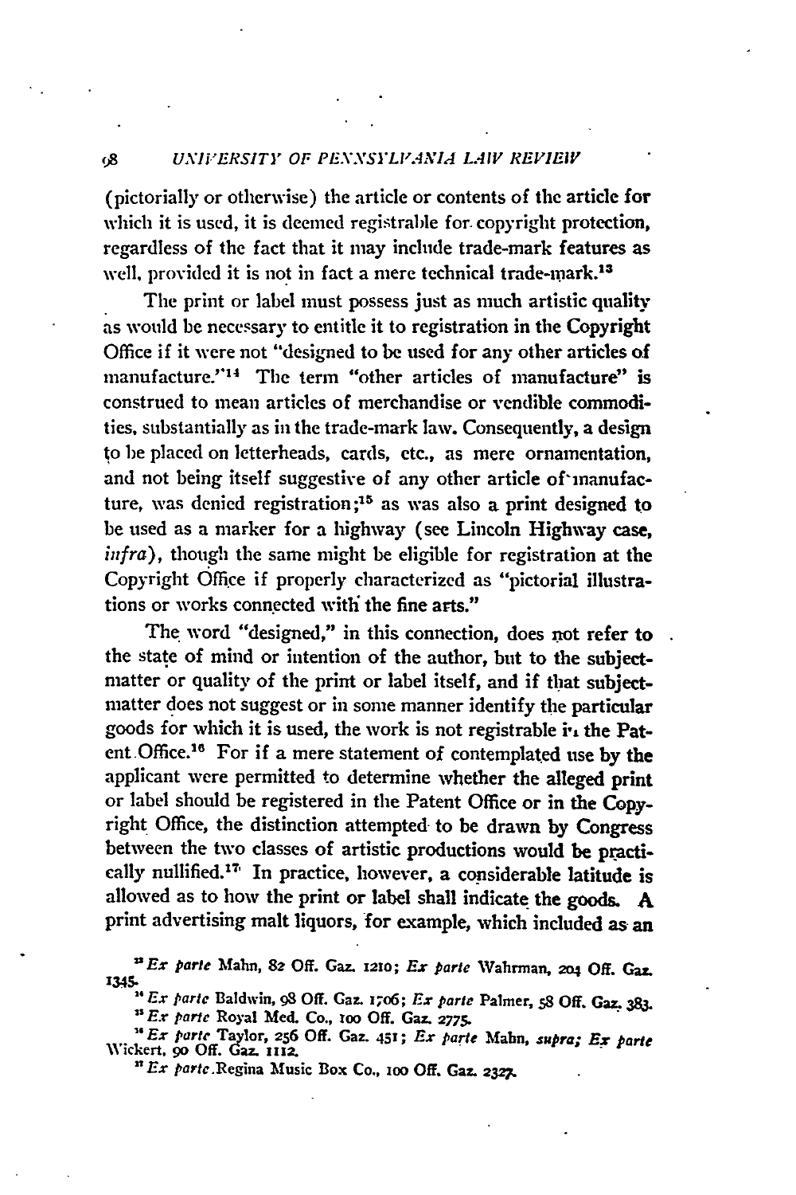(pictorially or otherwise) the article or contents of the article for which it is used, it is deemed registrable for copyright protection, regardless of the fact that it may include trade-mark features as well, provided it is not in fact a mere technical trade-mark.[13]

The print or label must possess just as much artistic quality as would be necessary to entitle it to registration in the Copyright Office if it were not "designed to be used for any other articles of manufacture."[14] The term "other articles of manufacture" is construed to mean articles of merchandise or vendible commodities, substantially as in the trade-mark law. Consequently, a design to be placed on letterheads, cards, etc., as mere ornamentation, and not being itself suggestive of any other article of manufacture, was denied registration;[15] as was also a print designed to be used as a marker for a highway (see Lincoln Highway case, *infra*), though the same might be eligible for registration at the Copyright Office if properly characterized as "pictorial illustrations or works connected with the fine arts."

The word "designed," in this connection, does not refer to the state of mind or intention of the author, but to the subject-matter or quality of the print or label itself, and if that subject-matter does not suggest or in some manner identify the particular goods for which it is used, the work is not registrable in the Patent Office.[16] For if a mere statement of contemplated use by the applicant were permitted to determine whether the alleged print or label should be registered in the Patent Office or in the Copyright Office, the distinction attempted to be drawn by Congress between the two classes of artistic productions would be practically nullified.[17] In practice, however, a considerable latitude is allowed as to how the print or label shall indicate the goods. A print advertising malt liquors, for example, which included as an

[13] *Ex parte* Mahn, 82 Off. Gaz. 1210; *Ex parte* Wahrman, 204 Off. Gaz. 1345.

[14] *Ex parte* Baldwin, 98 Off. Gaz. 1706; *Ex parte* Palmer, 58 Off. Gaz. 383.

[15] *Ex parte* Royal Med. Co., 100 Off. Gaz. 2775.

[16] *Ex parte* Taylor, 256 Off. Gaz. 451; *Ex parte* Mahn, *supra; Ex parte* Wickert, 90 Off. Gaz. 1112.

[17] *Ex parte* Regina Music Box Co., 100 Off. Gaz. 2327.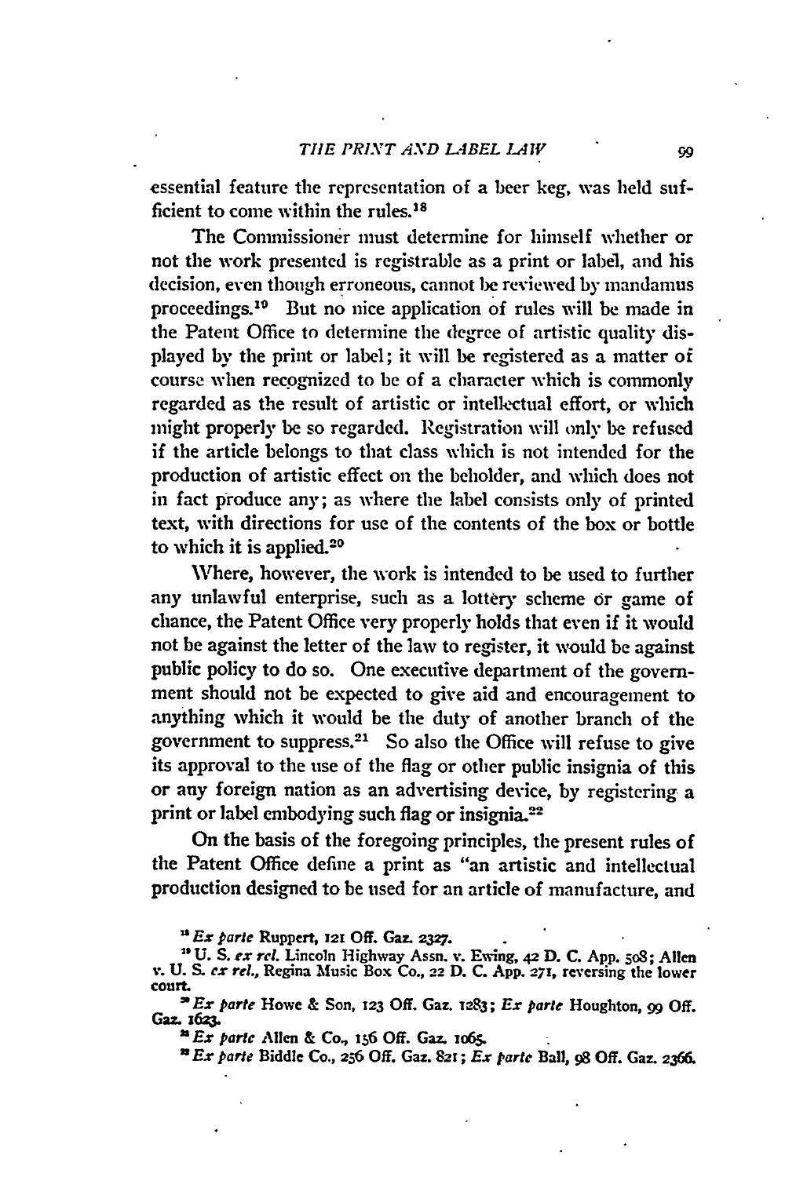essential feature the representation of a beer keg, was held sufficient to come within the rules.[18]

The Commissioner must determine for himself whether or not the work presented is registrable as a print or label, and his decision, even though erroneous, cannot be reviewed by mandamus proceedings.[19] But no nice application of rules will be made in the Patent Office to determine the degree of artistic quality displayed by the print or label; it will be registered as a matter of course when recognized to be of a character which is commonly regarded as the result of artistic or intellectual effort, or which might properly be so regarded. Registration will only be refused if the article belongs to that class which is not intended for the production of artistic effect on the beholder, and which does not in fact produce any; as where the label consists only of printed text, with directions for use of the contents of the box or bottle to which it is applied.[20]

Where, however, the work is intended to be used to further any unlawful enterprise, such as a lottery scheme or game of chance, the Patent Office very properly holds that even if it would not be against the letter of the law to register, it would be against public policy to do so. One executive department of the government should not be expected to give aid and encouragement to anything which it would be the duty of another branch of the government to suppress.[21] So also the Office will refuse to give its approval to the use of the flag or other public insignia of this or any foreign nation as an advertising device, by registering a print or label embodying such flag or insignia.[22]

On the basis of the foregoing principles, the present rules of the Patent Office define a print as "an artistic and intellectual production designed to be used for an article of manufacture, and

[18] *Ex parte* Ruppert, 121 Off. Gaz. 2327.

[19] U. S. *ex rel.* Lincoln Highway Assn. v. Ewing, 42 D. C. App. 508; Allen v. U. S. *ex rel.*, Regina Music Box Co., 22 D. C. App. 271, reversing the lower court.

[20] *Ex parte* Howe & Son, 123 Off. Gaz. 1283; *Ex parte* Houghton, 99 Off. Gaz. 1623.

[21] *Ex parte* Allen & Co., 156 Off. Gaz. 1065.

[22] *Ex parte* Biddle Co., 256 Off. Gaz. 821; *Ex parte* Ball, 98 Off. Gaz. 2366.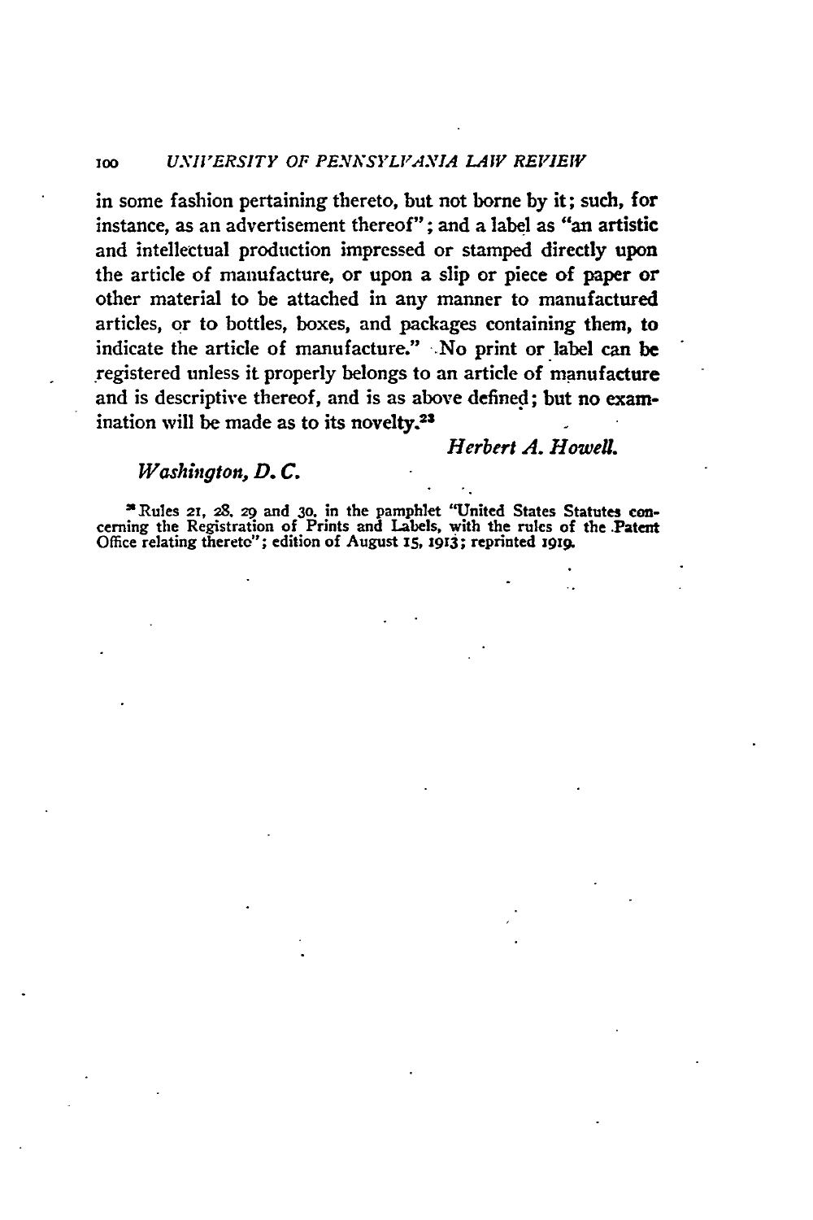in some fashion pertaining thereto, but not borne by it; such, for instance, as an advertisement thereof"; and a label as "an artistic and intellectual production impressed or stamped directly upon the article of manufacture, or upon a slip or piece of paper or other material to be attached in any manner to manufactured articles, or to bottles, boxes, and packages containing them, to indicate the article of manufacture." No print or label can be registered unless it properly belongs to an article of manufacture and is descriptive thereof, and is as above defined; but no examination will be made as to its novelty.[23]

*Herbert A. Howell.*

*Washington, D. C.*

[23] Rules 21, 28, 29 and 30, in the pamphlet "United States Statutes concerning the Registration of Prints and Labels, with the rules of the Patent Office relating thereto"; edition of August 15, 1913; reprinted 1919.